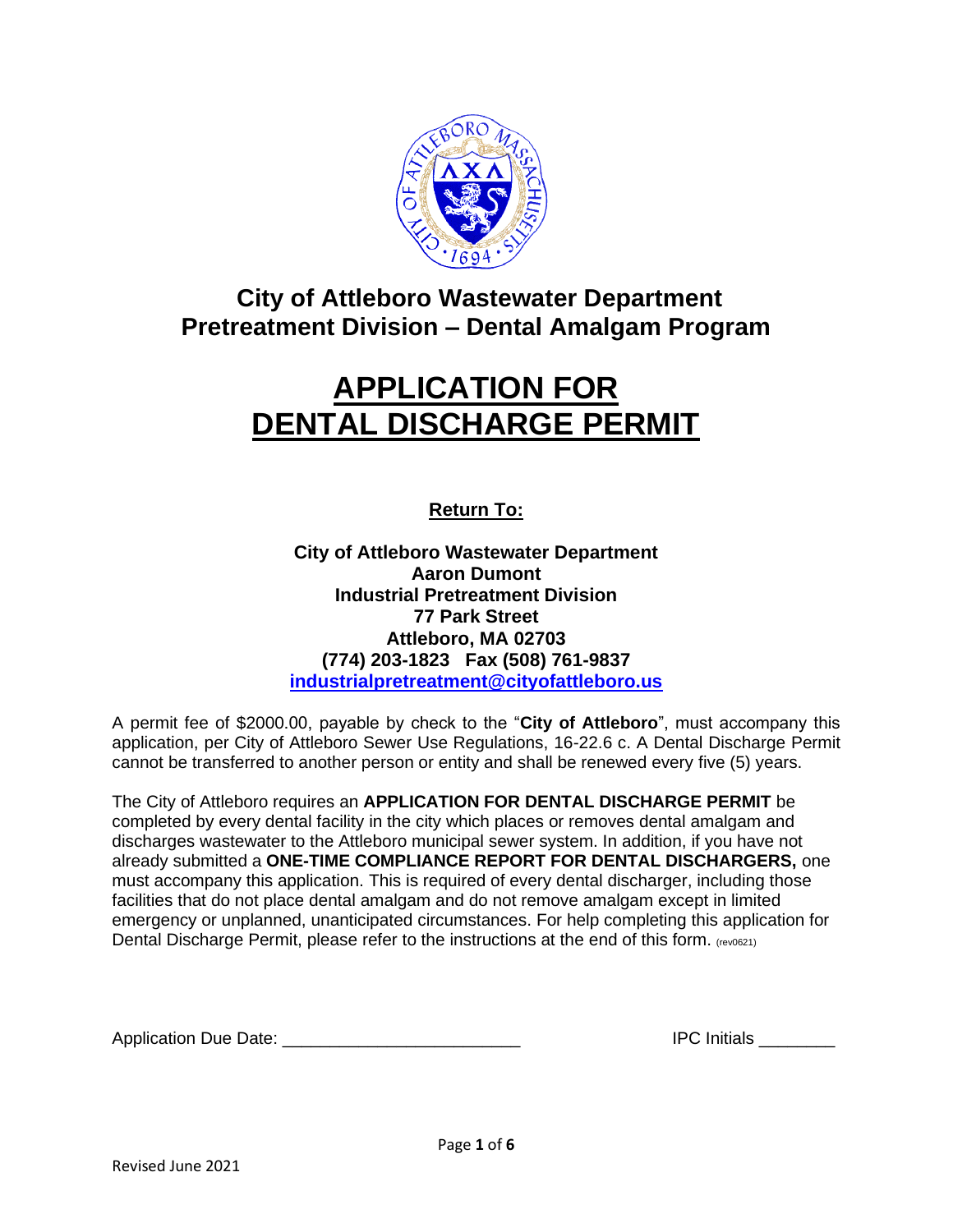## City of Attleboro Wastewater Department
## Pretreatment Division – Dental Amalgam Program

# APPLICATION FOR DENTAL DISCHARGE PERMIT

**Return To:**

**City of Attleboro Wastewater Department**
**Aaron Dumont**
**Industrial Pretreatment Division**
**77 Park Street**
**Attleboro, MA 02703**
**(774) 203-1823 Fax (508) 761-9837**
**industrialpretreatment@cityofattleboro.us**

A permit fee of $2000.00, payable by check to the "**City of Attleboro**", must accompany this application, per City of Attleboro Sewer Use Regulations, 16-22.6 c. A Dental Discharge Permit cannot be transferred to another person or entity and shall be renewed every five (5) years.

The City of Attleboro requires an **APPLICATION FOR DENTAL DISCHARGE PERMIT** be completed by every dental facility in the city which places or removes dental amalgam and discharges wastewater to the Attleboro municipal sewer system. In addition, if you have not already submitted a **ONE-TIME COMPLIANCE REPORT FOR DENTAL DISCHARGERS,** one must accompany this application. This is required of every dental discharger, including those facilities that do not place dental amalgam and do not remove amalgam except in limited emergency or unplanned, unanticipated circumstances. For help completing this application for Dental Discharge Permit, please refer to the instructions at the end of this form. (rev0621)

Application Due Date: _________________________ IPC Initials ________

Revised June 2021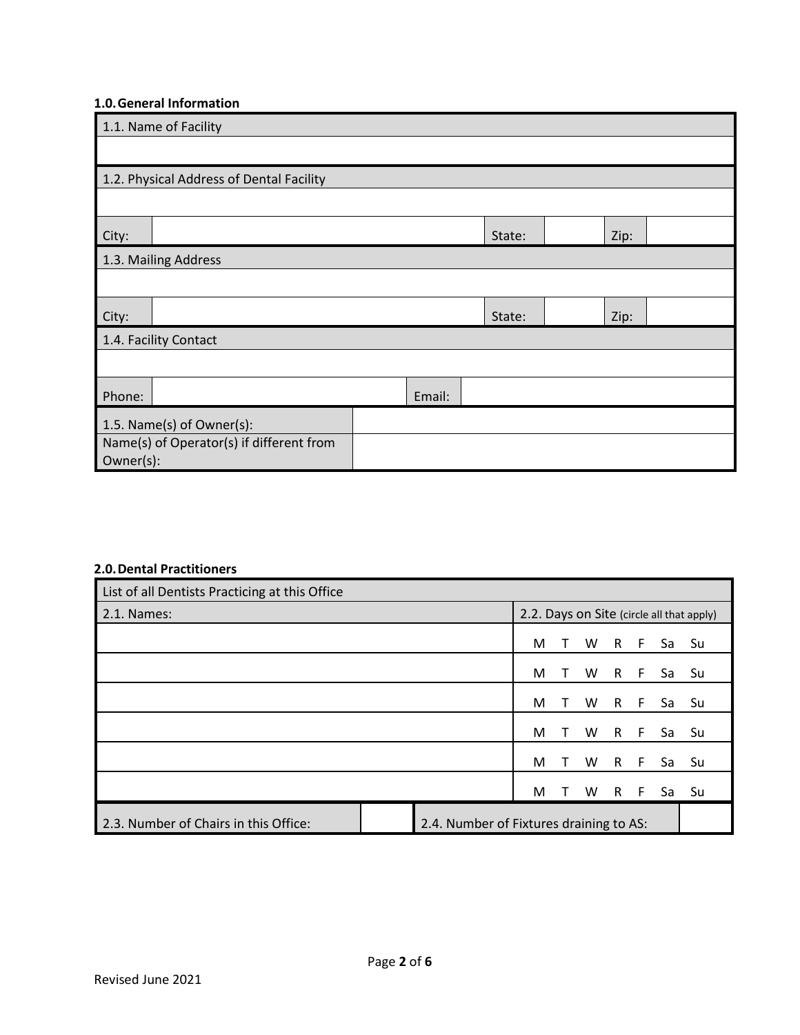## 1.0. General Information

| 1.1. Name of Facility | | | | | |
|---|---|---|---|---|---|
| | | | | | |
| **1.2. Physical Address of Dental Facility** | | | | | |
| | | | | | |
| City: | | State: | | Zip: | |
| **1.3. Mailing Address** | | | | | |
| | | | | | |
| City: | | State: | | Zip: | |
| **1.4. Facility Contact** | | | | | |
| | | | | | |
| Phone: | | Email: | | | |
| 1.5. Name(s) of Owner(s): | | | | | |
| Name(s) of Operator(s) if different from Owner(s): | | | | | |

## 2.0. Dental Practitioners

| List of all Dentists Practicing at this Office | | | |
|---|---|---|---|
| 2.1. Names: | | 2.2. Days on Site (circle all that apply) | |
| | | M T W R F Sa Su | |
| | | M T W R F Sa Su | |
| | | M T W R F Sa Su | |
| | | M T W R F Sa Su | |
| | | M T W R F Sa Su | |
| | | M T W R F Sa Su | |
| 2.3. Number of Chairs in this Office: | | 2.4. Number of Fixtures draining to AS: | |

Revised June 2021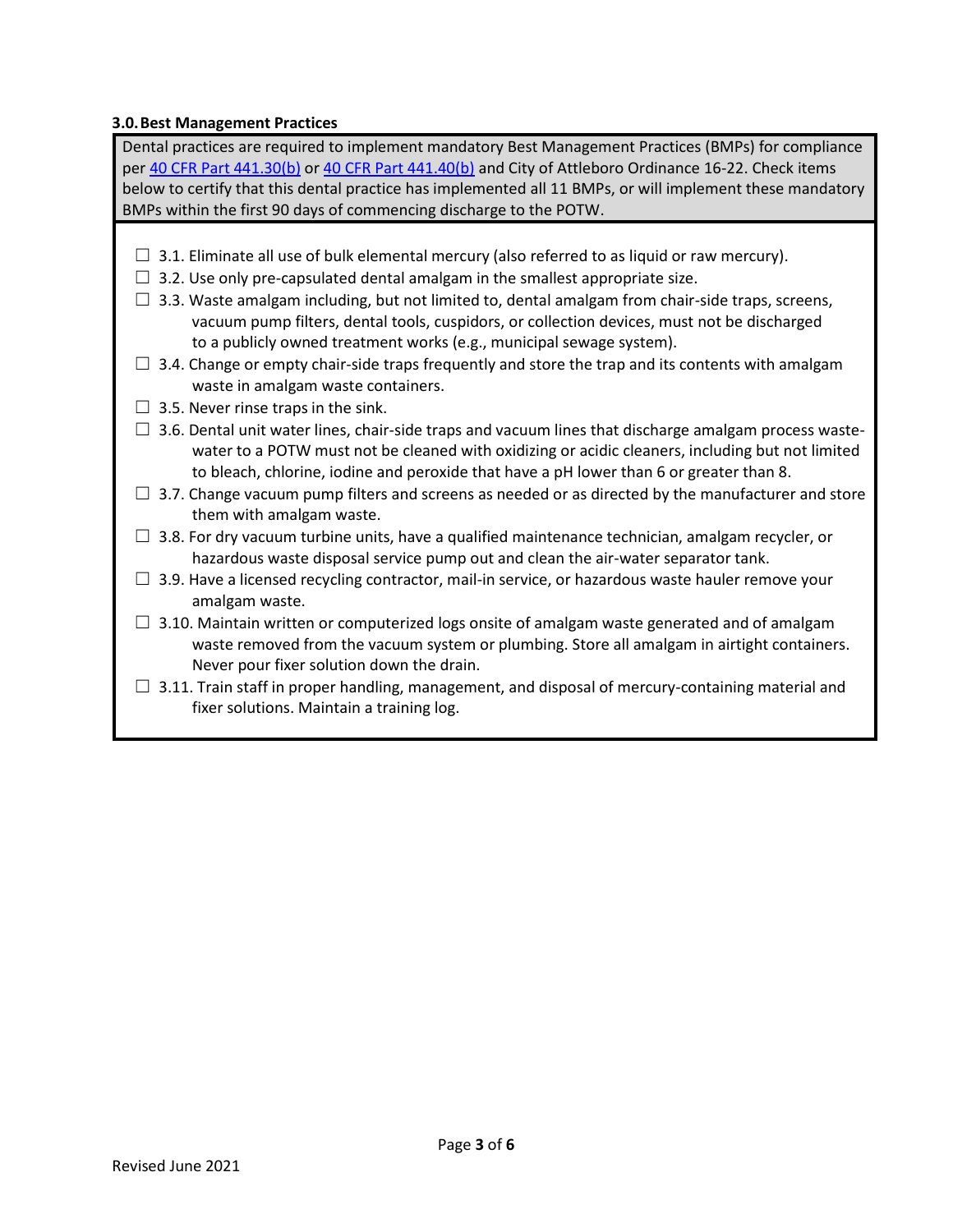### 3.0. Best Management Practices

Dental practices are required to implement mandatory Best Management Practices (BMPs) for compliance per [40 CFR Part 441.30(b)] or [40 CFR Part 441.40(b)] and City of Attleboro Ordinance 16-22. Check items below to certify that this dental practice has implemented all 11 BMPs, or will implement these mandatory BMPs within the first 90 days of commencing discharge to the POTW.

- ☐ 3.1. Eliminate all use of bulk elemental mercury (also referred to as liquid or raw mercury).
- ☐ 3.2. Use only pre-capsulated dental amalgam in the smallest appropriate size.
- ☐ 3.3. Waste amalgam including, but not limited to, dental amalgam from chair-side traps, screens, vacuum pump filters, dental tools, cuspidors, or collection devices, must not be discharged to a publicly owned treatment works (e.g., municipal sewage system).
- ☐ 3.4. Change or empty chair-side traps frequently and store the trap and its contents with amalgam waste in amalgam waste containers.
- ☐ 3.5. Never rinse traps in the sink.
- ☐ 3.6. Dental unit water lines, chair-side traps and vacuum lines that discharge amalgam process wastewater to a POTW must not be cleaned with oxidizing or acidic cleaners, including but not limited to bleach, chlorine, iodine and peroxide that have a pH lower than 6 or greater than 8.
- ☐ 3.7. Change vacuum pump filters and screens as needed or as directed by the manufacturer and store them with amalgam waste.
- ☐ 3.8. For dry vacuum turbine units, have a qualified maintenance technician, amalgam recycler, or hazardous waste disposal service pump out and clean the air-water separator tank.
- ☐ 3.9. Have a licensed recycling contractor, mail-in service, or hazardous waste hauler remove your amalgam waste.
- ☐ 3.10. Maintain written or computerized logs onsite of amalgam waste generated and of amalgam waste removed from the vacuum system or plumbing. Store all amalgam in airtight containers. Never pour fixer solution down the drain.
- ☐ 3.11. Train staff in proper handling, management, and disposal of mercury-containing material and fixer solutions. Maintain a training log.

Revised June 2021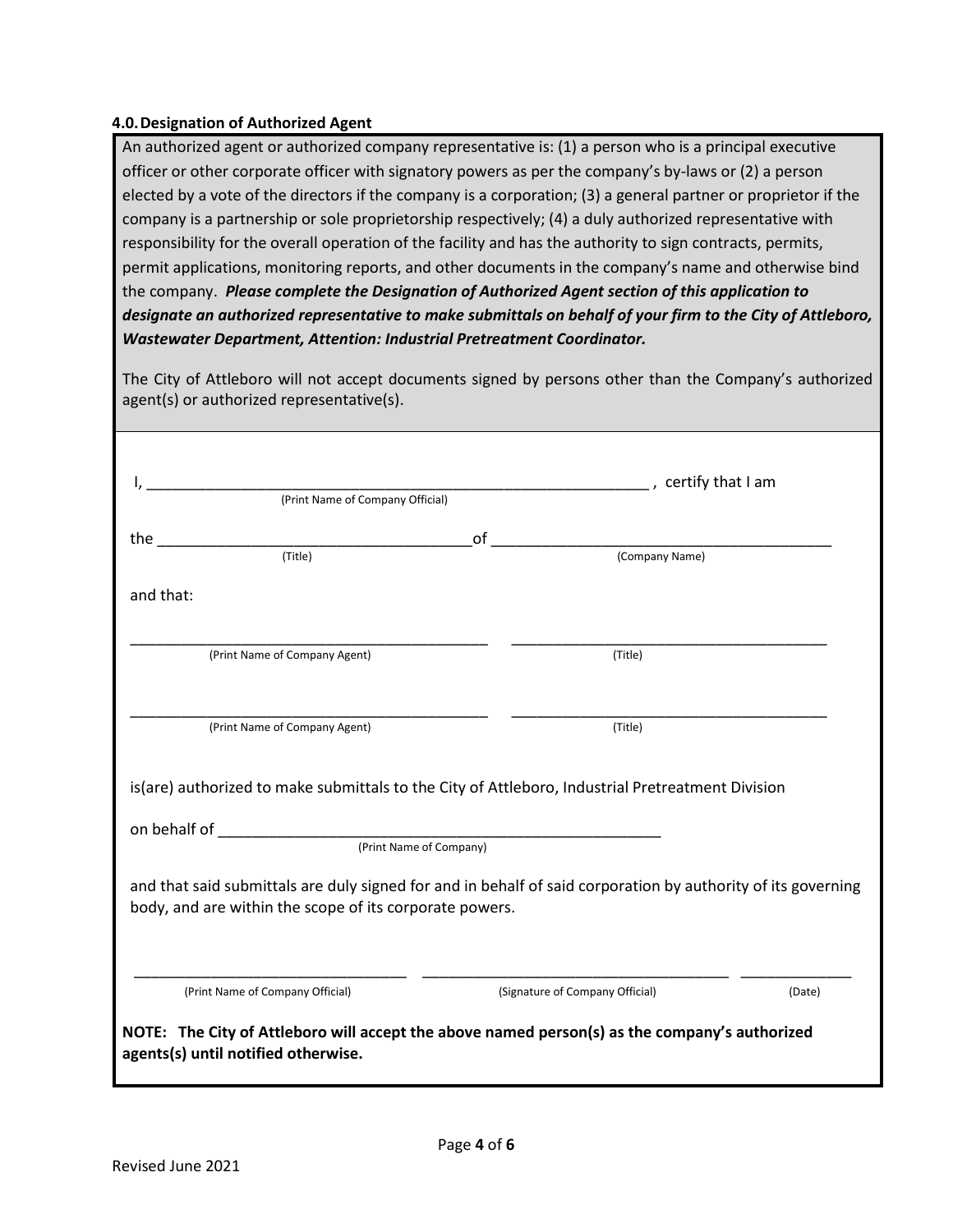### 4.0. Designation of Authorized Agent

An authorized agent or authorized company representative is: (1) a person who is a principal executive officer or other corporate officer with signatory powers as per the company's by-laws or (2) a person elected by a vote of the directors if the company is a corporation; (3) a general partner or proprietor if the company is a partnership or sole proprietorship respectively; (4) a duly authorized representative with responsibility for the overall operation of the facility and has the authority to sign contracts, permits, permit applications, monitoring reports, and other documents in the company's name and otherwise bind the company. ***Please complete the Designation of Authorized Agent section of this application to designate an authorized representative to make submittals on behalf of your firm to the City of Attleboro, Wastewater Department, Attention: Industrial Pretreatment Coordinator.***

The City of Attleboro will not accept documents signed by persons other than the Company's authorized agent(s) or authorized representative(s).

I, ____________________________________________________________ , certify that I am
(Print Name of Company Official)

the ____________________________________ of ______________________________________
(Title) (Company Name)

and that:

_____________________________________________ ______________________________________
(Print Name of Company Agent) (Title)

_____________________________________________ ______________________________________
(Print Name of Company Agent) (Title)

is(are) authorized to make submittals to the City of Attleboro, Industrial Pretreatment Division

on behalf of ______________________________________________________
(Print Name of Company)

and that said submittals are duly signed for and in behalf of said corporation by authority of its governing body, and are within the scope of its corporate powers.

________________________________ ____________________________________ _____________
(Print Name of Company Official) (Signature of Company Official) (Date)

**NOTE: The City of Attleboro will accept the above named person(s) as the company's authorized agents(s) until notified otherwise.**

Revised June 2021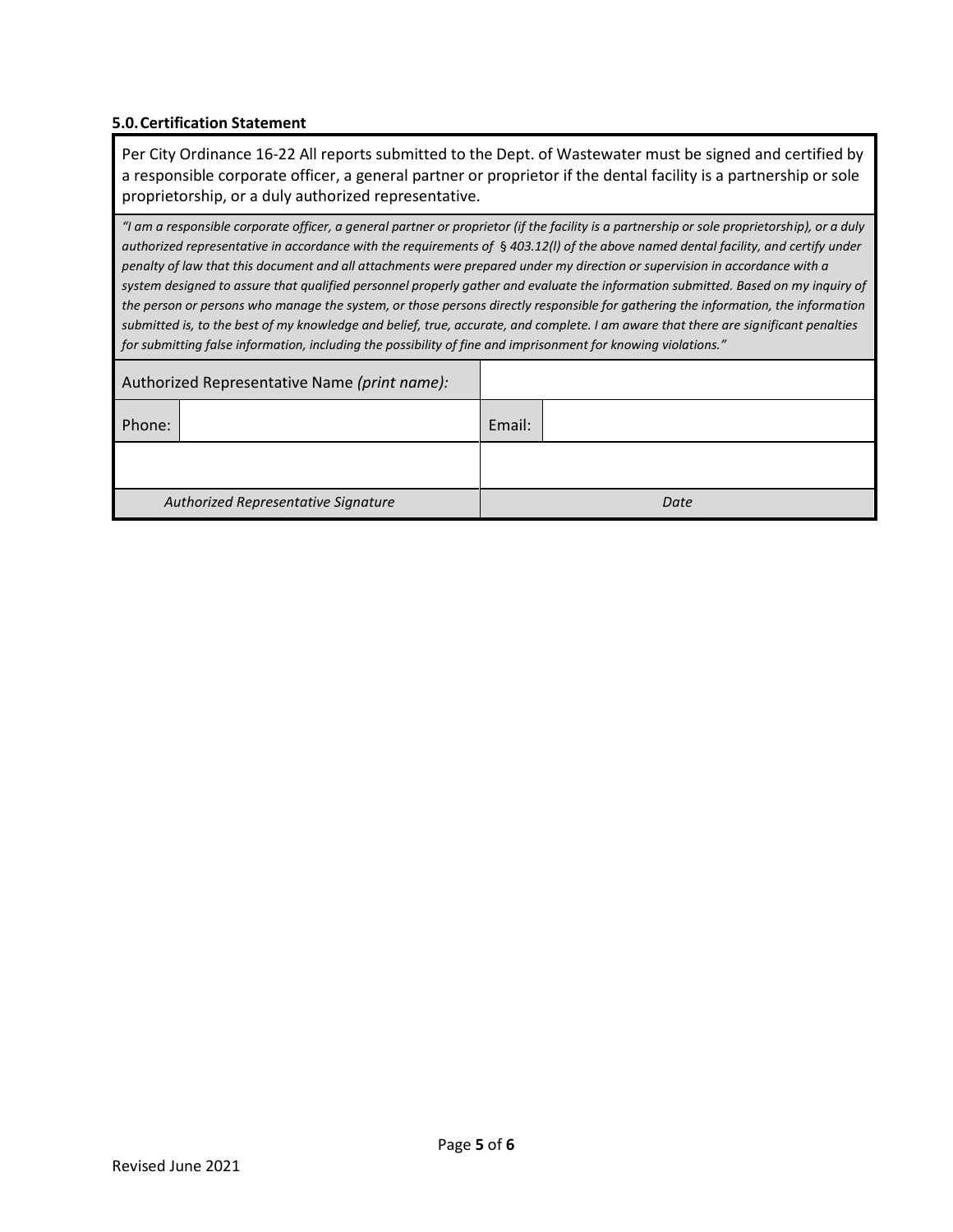### 5.0. Certification Statement

Per City Ordinance 16-22 All reports submitted to the Dept. of Wastewater must be signed and certified by a responsible corporate officer, a general partner or proprietor if the dental facility is a partnership or sole proprietorship, or a duly authorized representative.

*"I am a responsible corporate officer, a general partner or proprietor (if the facility is a partnership or sole proprietorship), or a duly authorized representative in accordance with the requirements of § 403.12(l) of the above named dental facility, and certify under penalty of law that this document and all attachments were prepared under my direction or supervision in accordance with a system designed to assure that qualified personnel properly gather and evaluate the information submitted. Based on my inquiry of the person or persons who manage the system, or those persons directly responsible for gathering the information, the information submitted is, to the best of my knowledge and belief, true, accurate, and complete. I am aware that there are significant penalties for submitting false information, including the possibility of fine and imprisonment for knowing violations."*

| Authorized Representative Name *(print name):* | | | |
|---|---|---|---|
| Phone: | | Email: | |
| | | | |
| *Authorized Representative Signature* | | *Date* | |

Revised June 2021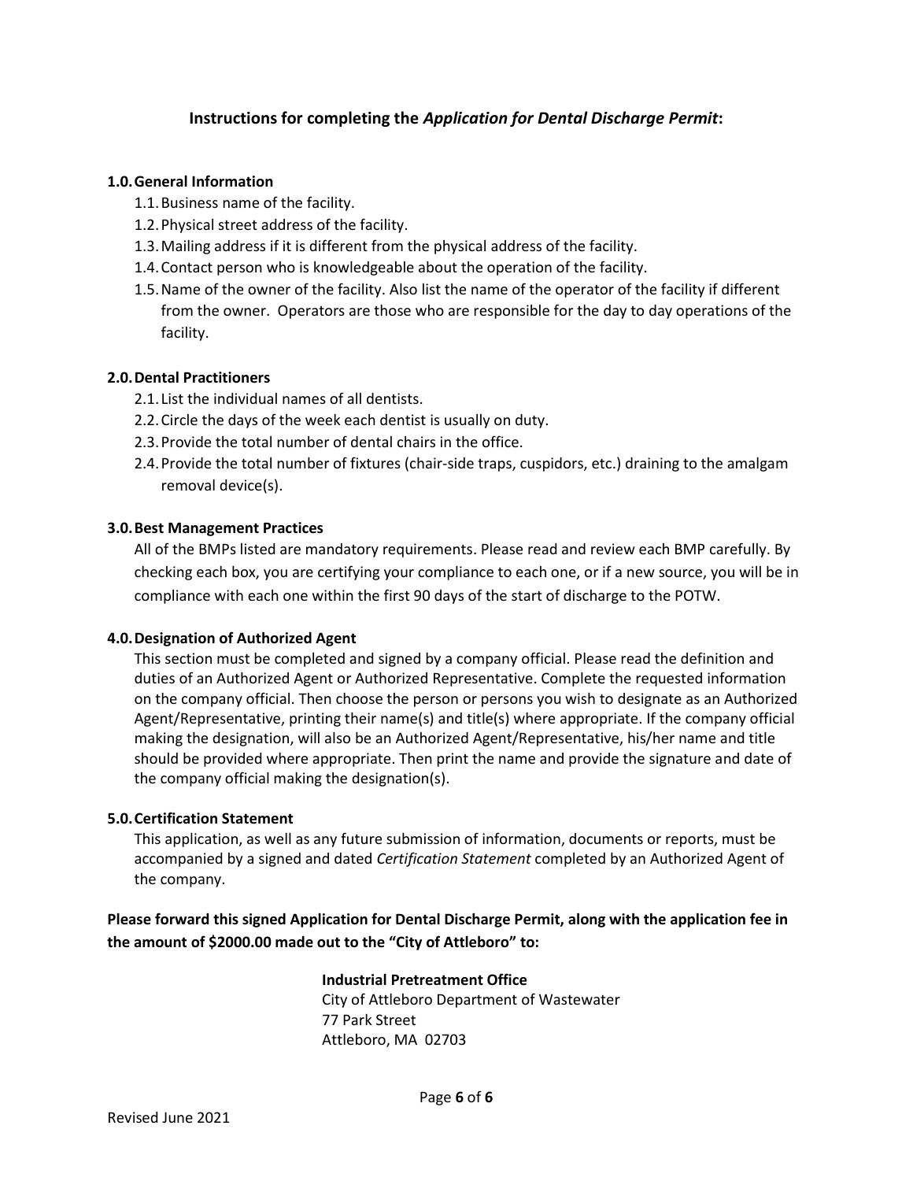## Instructions for completing the *Application for Dental Discharge Permit*:

**1.0. General Information**

1.1. Business name of the facility.
1.2. Physical street address of the facility.
1.3. Mailing address if it is different from the physical address of the facility.
1.4. Contact person who is knowledgeable about the operation of the facility.
1.5. Name of the owner of the facility. Also list the name of the operator of the facility if different from the owner. Operators are those who are responsible for the day to day operations of the facility.

**2.0. Dental Practitioners**

2.1. List the individual names of all dentists.
2.2. Circle the days of the week each dentist is usually on duty.
2.3. Provide the total number of dental chairs in the office.
2.4. Provide the total number of fixtures (chair-side traps, cuspidors, etc.) draining to the amalgam removal device(s).

**3.0. Best Management Practices**

All of the BMPs listed are mandatory requirements. Please read and review each BMP carefully. By checking each box, you are certifying your compliance to each one, or if a new source, you will be in compliance with each one within the first 90 days of the start of discharge to the POTW.

**4.0. Designation of Authorized Agent**

This section must be completed and signed by a company official. Please read the definition and duties of an Authorized Agent or Authorized Representative. Complete the requested information on the company official. Then choose the person or persons you wish to designate as an Authorized Agent/Representative, printing their name(s) and title(s) where appropriate. If the company official making the designation, will also be an Authorized Agent/Representative, his/her name and title should be provided where appropriate. Then print the name and provide the signature and date of the company official making the designation(s).

**5.0. Certification Statement**

This application, as well as any future submission of information, documents or reports, must be accompanied by a signed and dated *Certification Statement* completed by an Authorized Agent of the company.

**Please forward this signed Application for Dental Discharge Permit, along with the application fee in the amount of $2000.00 made out to the "City of Attleboro" to:**

**Industrial Pretreatment Office**
City of Attleboro Department of Wastewater
77 Park Street
Attleboro, MA 02703

Revised June 2021